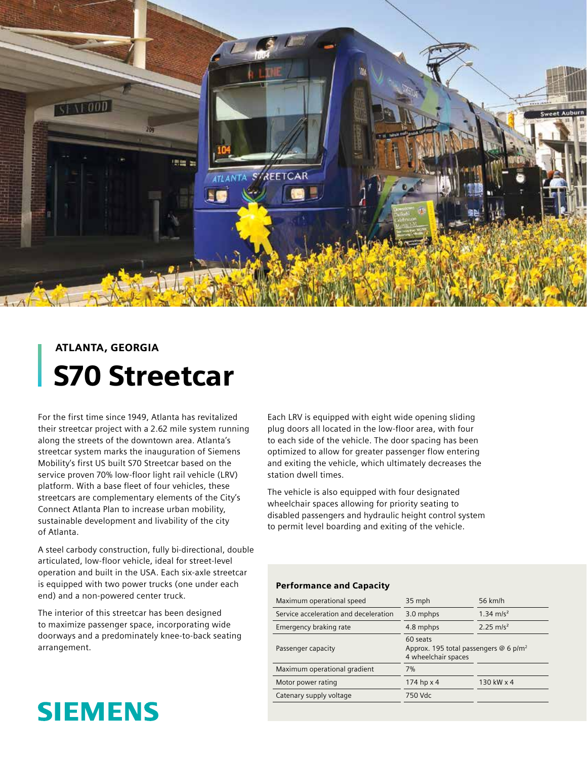ATLANTA, GEORGIA

# S70 Streetcar

For the first time since 1949, Atlanta has revitalized their streetcar project with a 2.62 mile system running along the streets of the downtown area. Atlanta's streetcar system marks the inauguration of Siemens Mobility's first US built S70 Streetcar based on the service proven 70% low-floor light rail vehicle (LRV) platform. With a base fleet of four vehicles, these streetcars are complementary elements of the City's Connect Atlanta Plan to increase urban mobility, sustainable development and livability of the city of Atlanta.

A steel carbody construction, fully bi-directional, double articulated, low-floor vehicle, ideal for street-level operation and built in the USA. Each six-axle streetcar is equipped with two power trucks (one under each end) and a non-powered center truck.

The interior of this streetcar has been designed to maximize passenger space, incorporating wide doorways and a predominately knee-to-back seating arrangement.

Each LRV is equipped with eight wide opening sliding plug doors all located in the low-floor area, with four to each side of the vehicle. The door spacing has been optimized to allow for greater passenger flow entering and exiting the vehicle, which ultimately decreases the station dwell times.

The vehicle is also equipped with four designated wheelchair spaces allowing for priority seating to disabled passengers and hydraulic height control system to permit level boarding and exiting of the vehicle.

### Performance and Capacity

| | | |
|---|---|---|
| Maximum operational speed | 35 mph | 56 km/h |
| Service acceleration and deceleration | 3.0 mphps | 1.34 m/s² |
| Emergency braking rate | 4.8 mphps | 2.25 m/s² |
| Passenger capacity | 60 seats<br>Approx. 195 total passengers @ 6 p/m²<br>4 wheelchair spaces | |
| Maximum operational gradient | 7% | |
| Motor power rating | 174 hp x 4 | 130 kW x 4 |
| Catenary supply voltage | 750 Vdc | |

SIEMENS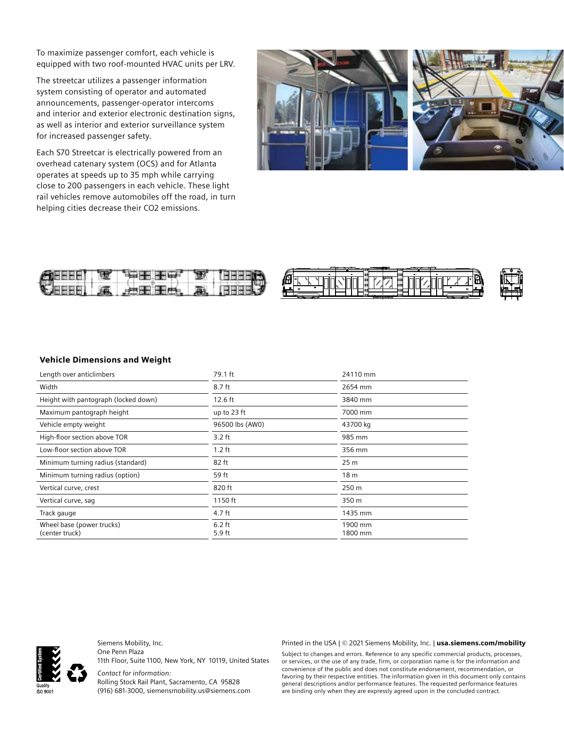To maximize passenger comfort, each vehicle is equipped with two roof-mounted HVAC units per LRV.

The streetcar utilizes a passenger information system consisting of operator and automated announcements, passenger-operator intercoms and interior and exterior electronic destination signs, as well as interior and exterior surveillance system for increased passenger safety.

Each S70 Streetcar is electrically powered from an overhead catenary system (OCS) and for Atlanta operates at speeds up to 35 mph while carrying close to 200 passengers in each vehicle. These light rail vehicles remove automobiles off the road, in turn helping cities decrease their CO2 emissions.

### Vehicle Dimensions and Weight

| | | |
|---|---|---|
| Length over anticlimbers | 79.1 ft | 24110 mm |
| Width | 8.7 ft | 2654 mm |
| Height with pantograph (locked down) | 12.6 ft | 3840 mm |
| Maximum pantograph height | up to 23 ft | 7000 mm |
| Vehicle empty weight | 96500 lbs (AW0) | 43700 kg |
| High-floor section above TOR | 3.2 ft | 985 mm |
| Low-floor section above TOR | 1.2 ft | 356 mm |
| Minimum turning radius (standard) | 82 ft | 25 m |
| Minimum turning radius (option) | 59 ft | 18 m |
| Vertical curve, crest | 820 ft | 250 m |
| Vertical curve, sag | 1150 ft | 350 m |
| Track gauge | 4.7 ft | 1435 mm |
| Wheel base (power trucks)<br>(center truck) | 6.2 ft<br>5.9 ft | 1900 mm<br>1800 mm |

Siemens Mobility, Inc.
One Penn Plaza
11th Floor, Suite 1100, New York, NY 10119, United States

*Contact for information:*
Rolling Stock Rail Plant, Sacramento, CA 95828
(916) 681-3000, siemensmobility.us@siemens.com

Printed in the USA | © 2021 Siemens Mobility, Inc. | **usa.siemens.com/mobility**

Subject to changes and errors. Reference to any specific commercial products, processes, or services, or the use of any trade, firm, or corporation name is for the information and convenience of the public and does not constitute endorsement, recommendation, or favoring by their respective entities. The information given in this document only contains general descriptions and/or performance features. The requested performance features are binding only when they are expressly agreed upon in the concluded contract.